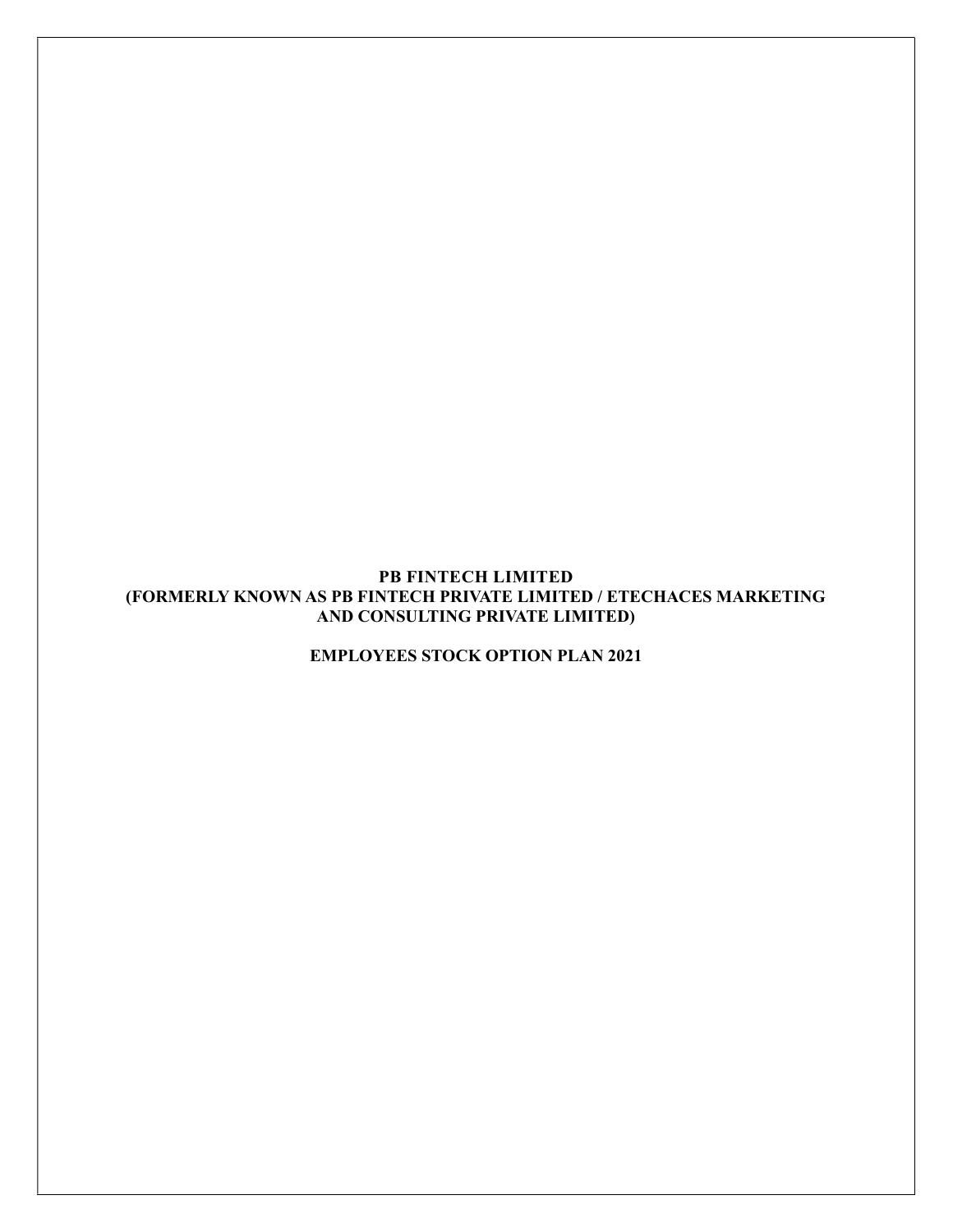**PB FINTECH LIMITED**
**(FORMERLY KNOWN AS PB FINTECH PRIVATE LIMITED / ETECHACES MARKETING AND CONSULTING PRIVATE LIMITED)**

**EMPLOYEES STOCK OPTION PLAN 2021**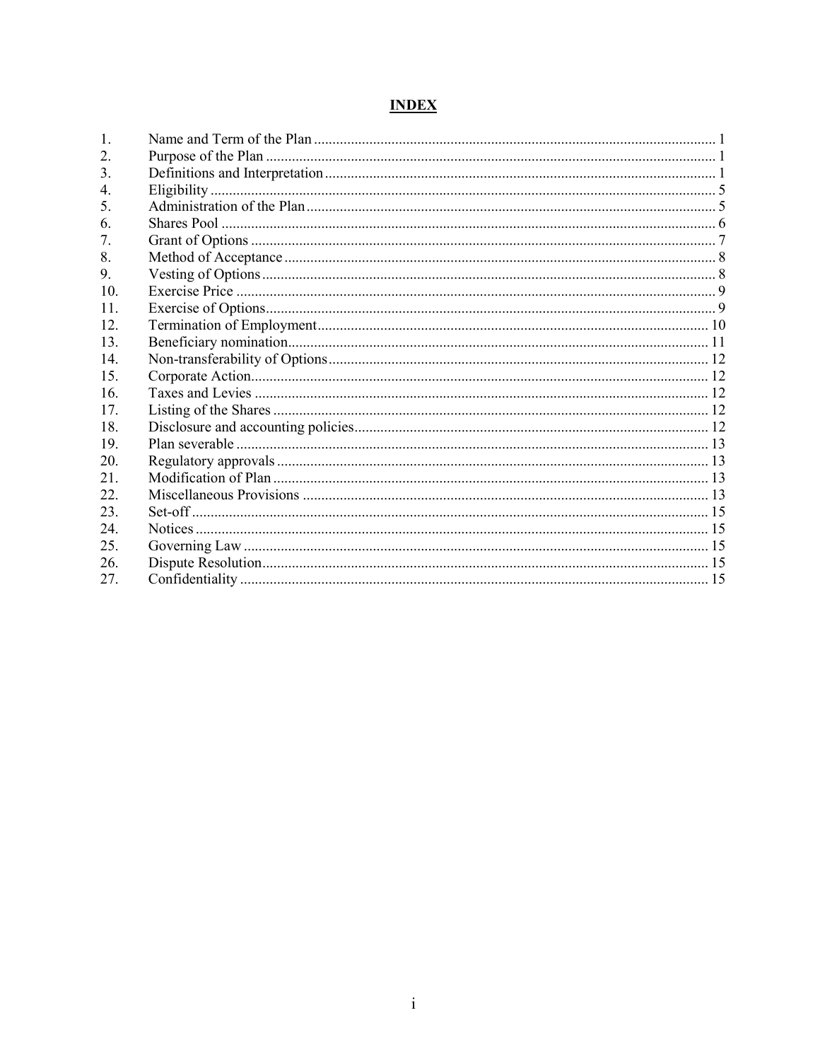# INDEX

| | | |
|---|---|---|
| 1. | Name and Term of the Plan | 1 |
| 2. | Purpose of the Plan | 1 |
| 3. | Definitions and Interpretation | 1 |
| 4. | Eligibility | 5 |
| 5. | Administration of the Plan | 5 |
| 6. | Shares Pool | 6 |
| 7. | Grant of Options | 7 |
| 8. | Method of Acceptance | 8 |
| 9. | Vesting of Options | 8 |
| 10. | Exercise Price | 9 |
| 11. | Exercise of Options | 9 |
| 12. | Termination of Employment | 10 |
| 13. | Beneficiary nomination | 11 |
| 14. | Non-transferability of Options | 12 |
| 15. | Corporate Action | 12 |
| 16. | Taxes and Levies | 12 |
| 17. | Listing of the Shares | 12 |
| 18. | Disclosure and accounting policies | 12 |
| 19. | Plan severable | 13 |
| 20. | Regulatory approvals | 13 |
| 21. | Modification of Plan | 13 |
| 22. | Miscellaneous Provisions | 13 |
| 23. | Set-off | 15 |
| 24. | Notices | 15 |
| 25. | Governing Law | 15 |
| 26. | Dispute Resolution | 15 |
| 27. | Confidentiality | 15 |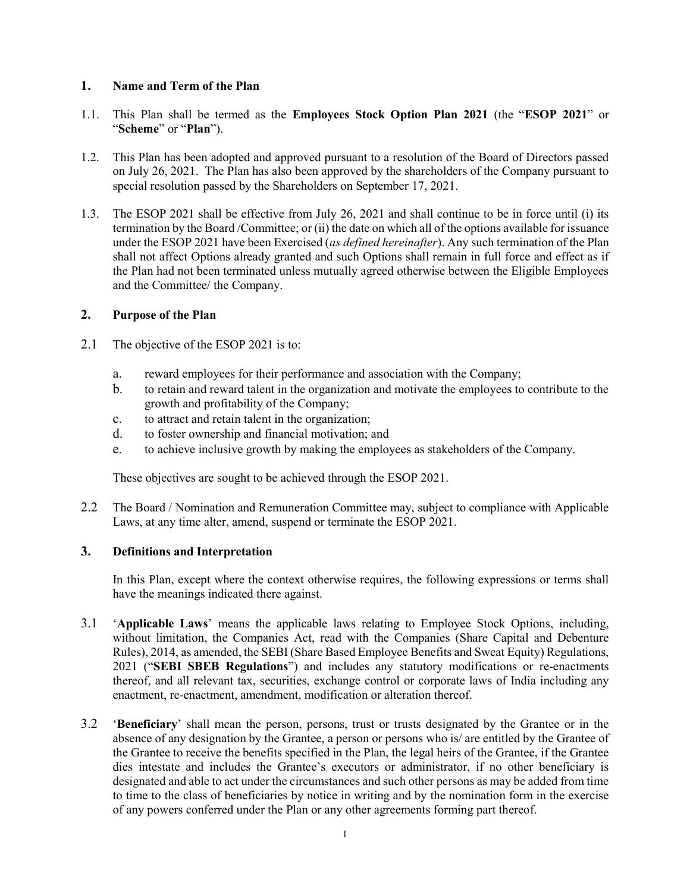## 1. Name and Term of the Plan

1.1. This Plan shall be termed as the **Employees Stock Option Plan 2021** (the "**ESOP 2021**" or "**Scheme**" or "**Plan**").

1.2. This Plan has been adopted and approved pursuant to a resolution of the Board of Directors passed on July 26, 2021. The Plan has also been approved by the shareholders of the Company pursuant to special resolution passed by the Shareholders on September 17, 2021.

1.3. The ESOP 2021 shall be effective from July 26, 2021 and shall continue to be in force until (i) its termination by the Board /Committee; or (ii) the date on which all of the options available for issuance under the ESOP 2021 have been Exercised (*as defined hereinafter*). Any such termination of the Plan shall not affect Options already granted and such Options shall remain in full force and effect as if the Plan had not been terminated unless mutually agreed otherwise between the Eligible Employees and the Committee/ the Company.

## 2. Purpose of the Plan

2.1 The objective of the ESOP 2021 is to:

a. reward employees for their performance and association with the Company;
b. to retain and reward talent in the organization and motivate the employees to contribute to the growth and profitability of the Company;
c. to attract and retain talent in the organization;
d. to foster ownership and financial motivation; and
e. to achieve inclusive growth by making the employees as stakeholders of the Company.

These objectives are sought to be achieved through the ESOP 2021.

2.2 The Board / Nomination and Remuneration Committee may, subject to compliance with Applicable Laws, at any time alter, amend, suspend or terminate the ESOP 2021.

## 3. Definitions and Interpretation

In this Plan, except where the context otherwise requires, the following expressions or terms shall have the meanings indicated there against.

3.1 '**Applicable Laws**' means the applicable laws relating to Employee Stock Options, including, without limitation, the Companies Act, read with the Companies (Share Capital and Debenture Rules), 2014, as amended, the SEBI (Share Based Employee Benefits and Sweat Equity) Regulations, 2021 ("**SEBI SBEB Regulations**") and includes any statutory modifications or re-enactments thereof, and all relevant tax, securities, exchange control or corporate laws of India including any enactment, re-enactment, amendment, modification or alteration thereof.

3.2 '**Beneficiary**' shall mean the person, persons, trust or trusts designated by the Grantee or in the absence of any designation by the Grantee, a person or persons who is/ are entitled by the Grantee of the Grantee to receive the benefits specified in the Plan, the legal heirs of the Grantee, if the Grantee dies intestate and includes the Grantee's executors or administrator, if no other beneficiary is designated and able to act under the circumstances and such other persons as may be added from time to time to the class of beneficiaries by notice in writing and by the nomination form in the exercise of any powers conferred under the Plan or any other agreements forming part thereof.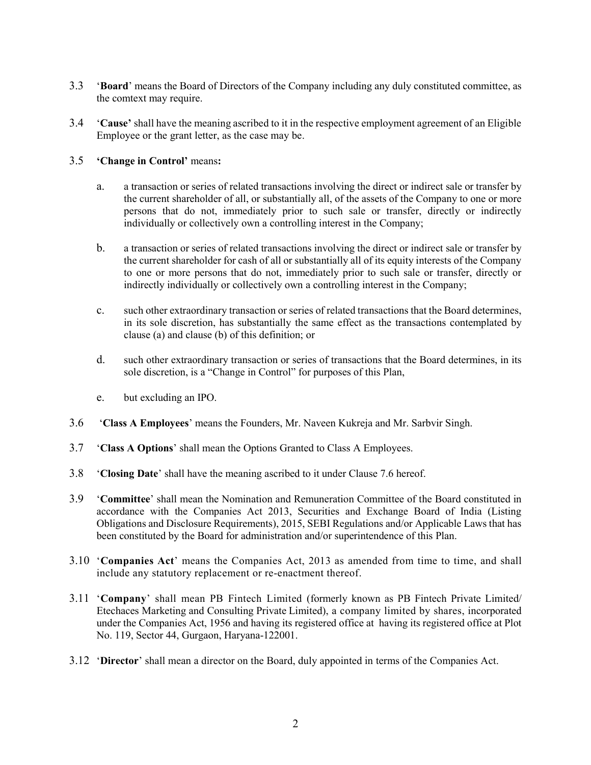3.3 '**Board**' means the Board of Directors of the Company including any duly constituted committee, as the comtext may require.

3.4 '**Cause'** shall have the meaning ascribed to it in the respective employment agreement of an Eligible Employee or the grant letter, as the case may be.

3.5 **'Change in Control'** means**:**

a. a transaction or series of related transactions involving the direct or indirect sale or transfer by the current shareholder of all, or substantially all, of the assets of the Company to one or more persons that do not, immediately prior to such sale or transfer, directly or indirectly individually or collectively own a controlling interest in the Company;

b. a transaction or series of related transactions involving the direct or indirect sale or transfer by the current shareholder for cash of all or substantially all of its equity interests of the Company to one or more persons that do not, immediately prior to such sale or transfer, directly or indirectly individually or collectively own a controlling interest in the Company;

c. such other extraordinary transaction or series of related transactions that the Board determines, in its sole discretion, has substantially the same effect as the transactions contemplated by clause (a) and clause (b) of this definition; or

d. such other extraordinary transaction or series of transactions that the Board determines, in its sole discretion, is a "Change in Control" for purposes of this Plan,

e. but excluding an IPO.

3.6 '**Class A Employees**' means the Founders, Mr. Naveen Kukreja and Mr. Sarbvir Singh.

3.7 '**Class A Options**' shall mean the Options Granted to Class A Employees.

3.8 '**Closing Date**' shall have the meaning ascribed to it under Clause 7.6 hereof.

3.9 '**Committee**' shall mean the Nomination and Remuneration Committee of the Board constituted in accordance with the Companies Act 2013, Securities and Exchange Board of India (Listing Obligations and Disclosure Requirements), 2015, SEBI Regulations and/or Applicable Laws that has been constituted by the Board for administration and/or superintendence of this Plan.

3.10 '**Companies Act**' means the Companies Act, 2013 as amended from time to time, and shall include any statutory replacement or re-enactment thereof.

3.11 '**Company**' shall mean PB Fintech Limited (formerly known as PB Fintech Private Limited/ Etechaces Marketing and Consulting Private Limited), a company limited by shares, incorporated under the Companies Act, 1956 and having its registered office at having its registered office at Plot No. 119, Sector 44, Gurgaon, Haryana-122001.

3.12 '**Director**' shall mean a director on the Board, duly appointed in terms of the Companies Act.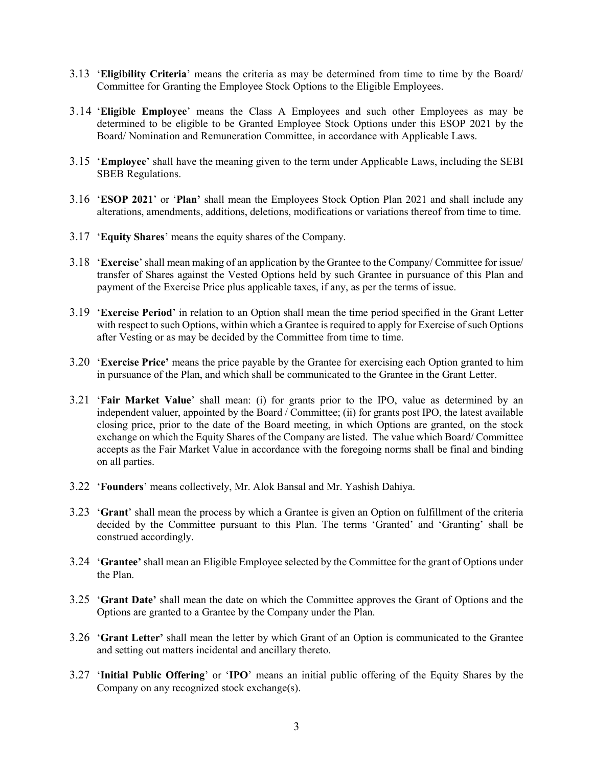3.13 '**Eligibility Criteria**' means the criteria as may be determined from time to time by the Board/ Committee for Granting the Employee Stock Options to the Eligible Employees.

3.14 '**Eligible Employee**' means the Class A Employees and such other Employees as may be determined to be eligible to be Granted Employee Stock Options under this ESOP 2021 by the Board/ Nomination and Remuneration Committee, in accordance with Applicable Laws.

3.15 '**Employee**' shall have the meaning given to the term under Applicable Laws, including the SEBI SBEB Regulations.

3.16 '**ESOP 2021**' or '**Plan'** shall mean the Employees Stock Option Plan 2021 and shall include any alterations, amendments, additions, deletions, modifications or variations thereof from time to time.

3.17 '**Equity Shares**' means the equity shares of the Company.

3.18 '**Exercise**' shall mean making of an application by the Grantee to the Company/ Committee for issue/ transfer of Shares against the Vested Options held by such Grantee in pursuance of this Plan and payment of the Exercise Price plus applicable taxes, if any, as per the terms of issue.

3.19 '**Exercise Period**' in relation to an Option shall mean the time period specified in the Grant Letter with respect to such Options, within which a Grantee is required to apply for Exercise of such Options after Vesting or as may be decided by the Committee from time to time.

3.20 '**Exercise Price'** means the price payable by the Grantee for exercising each Option granted to him in pursuance of the Plan, and which shall be communicated to the Grantee in the Grant Letter.

3.21 '**Fair Market Value**' shall mean: (i) for grants prior to the IPO, value as determined by an independent valuer, appointed by the Board / Committee; (ii) for grants post IPO, the latest available closing price, prior to the date of the Board meeting, in which Options are granted, on the stock exchange on which the Equity Shares of the Company are listed. The value which Board/ Committee accepts as the Fair Market Value in accordance with the foregoing norms shall be final and binding on all parties.

3.22 '**Founders**' means collectively, Mr. Alok Bansal and Mr. Yashish Dahiya.

3.23 '**Grant**' shall mean the process by which a Grantee is given an Option on fulfillment of the criteria decided by the Committee pursuant to this Plan. The terms 'Granted' and 'Granting' shall be construed accordingly.

3.24 '**Grantee'** shall mean an Eligible Employee selected by the Committee for the grant of Options under the Plan.

3.25 '**Grant Date'** shall mean the date on which the Committee approves the Grant of Options and the Options are granted to a Grantee by the Company under the Plan.

3.26 '**Grant Letter'** shall mean the letter by which Grant of an Option is communicated to the Grantee and setting out matters incidental and ancillary thereto.

3.27 '**Initial Public Offering**' or '**IPO**' means an initial public offering of the Equity Shares by the Company on any recognized stock exchange(s).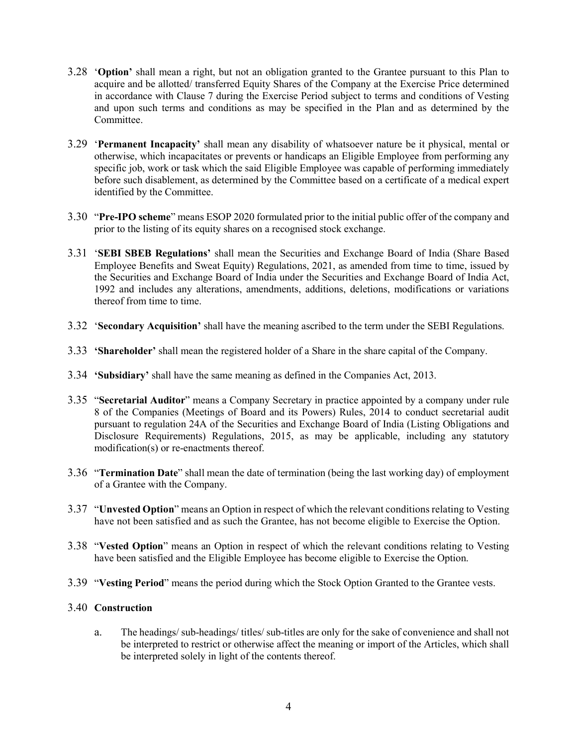3.28 '**Option**' shall mean a right, but not an obligation granted to the Grantee pursuant to this Plan to acquire and be allotted/ transferred Equity Shares of the Company at the Exercise Price determined in accordance with Clause 7 during the Exercise Period subject to terms and conditions of Vesting and upon such terms and conditions as may be specified in the Plan and as determined by the Committee.

3.29 '**Permanent Incapacity**' shall mean any disability of whatsoever nature be it physical, mental or otherwise, which incapacitates or prevents or handicaps an Eligible Employee from performing any specific job, work or task which the said Eligible Employee was capable of performing immediately before such disablement, as determined by the Committee based on a certificate of a medical expert identified by the Committee.

3.30 "**Pre-IPO scheme**" means ESOP 2020 formulated prior to the initial public offer of the company and prior to the listing of its equity shares on a recognised stock exchange.

3.31 '**SEBI SBEB Regulations**' shall mean the Securities and Exchange Board of India (Share Based Employee Benefits and Sweat Equity) Regulations, 2021, as amended from time to time, issued by the Securities and Exchange Board of India under the Securities and Exchange Board of India Act, 1992 and includes any alterations, amendments, additions, deletions, modifications or variations thereof from time to time.

3.32 '**Secondary Acquisition**' shall have the meaning ascribed to the term under the SEBI Regulations.

3.33 **'Shareholder'** shall mean the registered holder of a Share in the share capital of the Company.

3.34 **'Subsidiary'** shall have the same meaning as defined in the Companies Act, 2013.

3.35 "**Secretarial Auditor**" means a Company Secretary in practice appointed by a company under rule 8 of the Companies (Meetings of Board and its Powers) Rules, 2014 to conduct secretarial audit pursuant to regulation 24A of the Securities and Exchange Board of India (Listing Obligations and Disclosure Requirements) Regulations, 2015, as may be applicable, including any statutory modification(s) or re-enactments thereof.

3.36 "**Termination Date**" shall mean the date of termination (being the last working day) of employment of a Grantee with the Company.

3.37 "**Unvested Option**" means an Option in respect of which the relevant conditions relating to Vesting have not been satisfied and as such the Grantee, has not become eligible to Exercise the Option.

3.38 "**Vested Option**" means an Option in respect of which the relevant conditions relating to Vesting have been satisfied and the Eligible Employee has become eligible to Exercise the Option.

3.39 "**Vesting Period**" means the period during which the Stock Option Granted to the Grantee vests.

3.40 **Construction**

a. The headings/ sub-headings/ titles/ sub-titles are only for the sake of convenience and shall not be interpreted to restrict or otherwise affect the meaning or import of the Articles, which shall be interpreted solely in light of the contents thereof.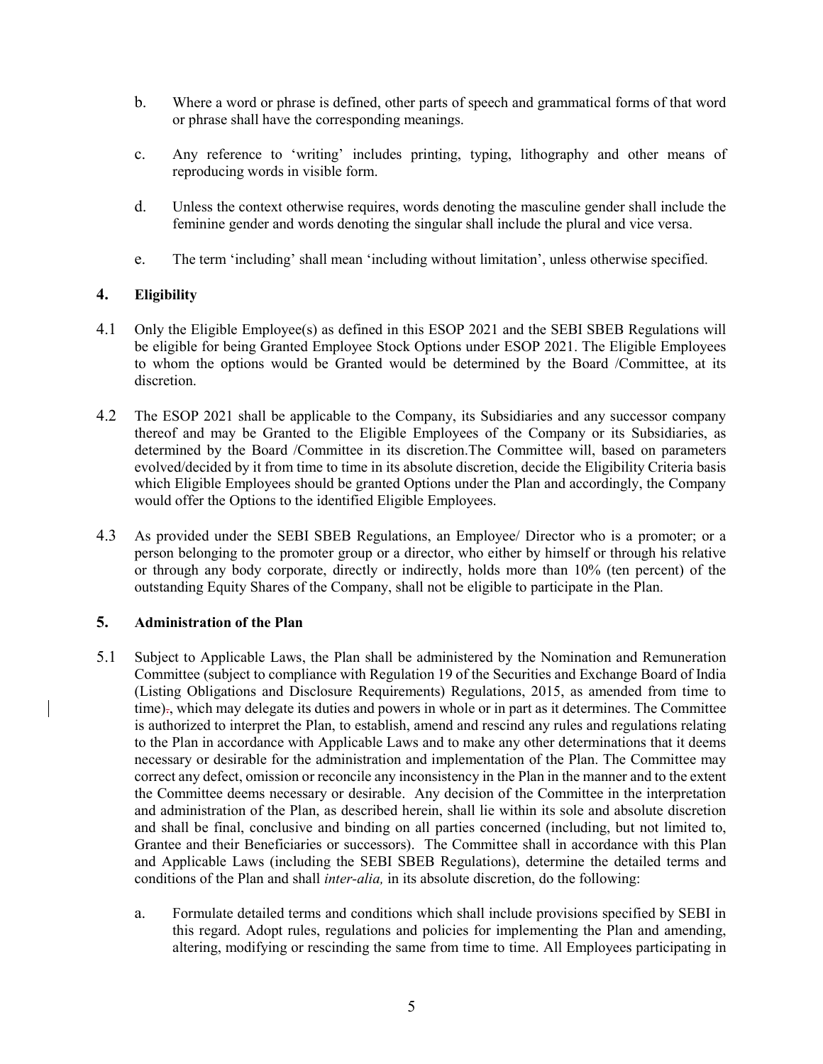b. Where a word or phrase is defined, other parts of speech and grammatical forms of that word or phrase shall have the corresponding meanings.

c. Any reference to 'writing' includes printing, typing, lithography and other means of reproducing words in visible form.

d. Unless the context otherwise requires, words denoting the masculine gender shall include the feminine gender and words denoting the singular shall include the plural and vice versa.

e. The term 'including' shall mean 'including without limitation', unless otherwise specified.

## 4. Eligibility

4.1 Only the Eligible Employee(s) as defined in this ESOP 2021 and the SEBI SBEB Regulations will be eligible for being Granted Employee Stock Options under ESOP 2021. The Eligible Employees to whom the options would be Granted would be determined by the Board /Committee, at its discretion.

4.2 The ESOP 2021 shall be applicable to the Company, its Subsidiaries and any successor company thereof and may be Granted to the Eligible Employees of the Company or its Subsidiaries, as determined by the Board /Committee in its discretion.The Committee will, based on parameters evolved/decided by it from time to time in its absolute discretion, decide the Eligibility Criteria basis which Eligible Employees should be granted Options under the Plan and accordingly, the Company would offer the Options to the identified Eligible Employees.

4.3 As provided under the SEBI SBEB Regulations, an Employee/ Director who is a promoter; or a person belonging to the promoter group or a director, who either by himself or through his relative or through any body corporate, directly or indirectly, holds more than 10% (ten percent) of the outstanding Equity Shares of the Company, shall not be eligible to participate in the Plan.

## 5. Administration of the Plan

5.1 Subject to Applicable Laws, the Plan shall be administered by the Nomination and Remuneration Committee (subject to compliance with Regulation 19 of the Securities and Exchange Board of India (Listing Obligations and Disclosure Requirements) Regulations, 2015, as amended from time to time)., which may delegate its duties and powers in whole or in part as it determines. The Committee is authorized to interpret the Plan, to establish, amend and rescind any rules and regulations relating to the Plan in accordance with Applicable Laws and to make any other determinations that it deems necessary or desirable for the administration and implementation of the Plan. The Committee may correct any defect, omission or reconcile any inconsistency in the Plan in the manner and to the extent the Committee deems necessary or desirable. Any decision of the Committee in the interpretation and administration of the Plan, as described herein, shall lie within its sole and absolute discretion and shall be final, conclusive and binding on all parties concerned (including, but not limited to, Grantee and their Beneficiaries or successors). The Committee shall in accordance with this Plan and Applicable Laws (including the SEBI SBEB Regulations), determine the detailed terms and conditions of the Plan and shall *inter-alia,* in its absolute discretion, do the following:

a. Formulate detailed terms and conditions which shall include provisions specified by SEBI in this regard. Adopt rules, regulations and policies for implementing the Plan and amending, altering, modifying or rescinding the same from time to time. All Employees participating in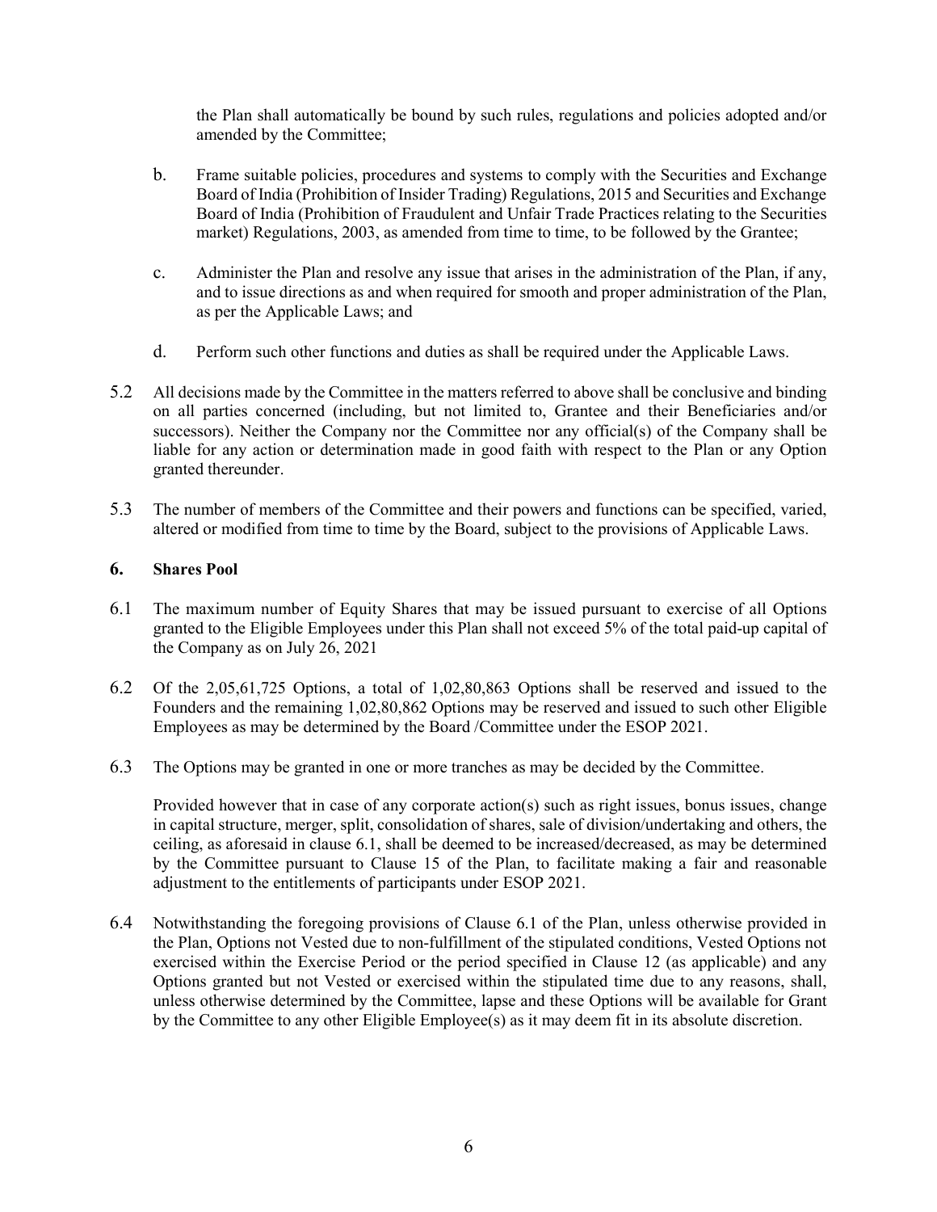the Plan shall automatically be bound by such rules, regulations and policies adopted and/or amended by the Committee;

b. Frame suitable policies, procedures and systems to comply with the Securities and Exchange Board of India (Prohibition of Insider Trading) Regulations, 2015 and Securities and Exchange Board of India (Prohibition of Fraudulent and Unfair Trade Practices relating to the Securities market) Regulations, 2003, as amended from time to time, to be followed by the Grantee;

c. Administer the Plan and resolve any issue that arises in the administration of the Plan, if any, and to issue directions as and when required for smooth and proper administration of the Plan, as per the Applicable Laws; and

d. Perform such other functions and duties as shall be required under the Applicable Laws.

5.2 All decisions made by the Committee in the matters referred to above shall be conclusive and binding on all parties concerned (including, but not limited to, Grantee and their Beneficiaries and/or successors). Neither the Company nor the Committee nor any official(s) of the Company shall be liable for any action or determination made in good faith with respect to the Plan or any Option granted thereunder.

5.3 The number of members of the Committee and their powers and functions can be specified, varied, altered or modified from time to time by the Board, subject to the provisions of Applicable Laws.

## 6. Shares Pool

6.1 The maximum number of Equity Shares that may be issued pursuant to exercise of all Options granted to the Eligible Employees under this Plan shall not exceed 5% of the total paid-up capital of the Company as on July 26, 2021

6.2 Of the 2,05,61,725 Options, a total of 1,02,80,863 Options shall be reserved and issued to the Founders and the remaining 1,02,80,862 Options may be reserved and issued to such other Eligible Employees as may be determined by the Board /Committee under the ESOP 2021.

6.3 The Options may be granted in one or more tranches as may be decided by the Committee.

Provided however that in case of any corporate action(s) such as right issues, bonus issues, change in capital structure, merger, split, consolidation of shares, sale of division/undertaking and others, the ceiling, as aforesaid in clause 6.1, shall be deemed to be increased/decreased, as may be determined by the Committee pursuant to Clause 15 of the Plan, to facilitate making a fair and reasonable adjustment to the entitlements of participants under ESOP 2021.

6.4 Notwithstanding the foregoing provisions of Clause 6.1 of the Plan, unless otherwise provided in the Plan, Options not Vested due to non-fulfillment of the stipulated conditions, Vested Options not exercised within the Exercise Period or the period specified in Clause 12 (as applicable) and any Options granted but not Vested or exercised within the stipulated time due to any reasons, shall, unless otherwise determined by the Committee, lapse and these Options will be available for Grant by the Committee to any other Eligible Employee(s) as it may deem fit in its absolute discretion.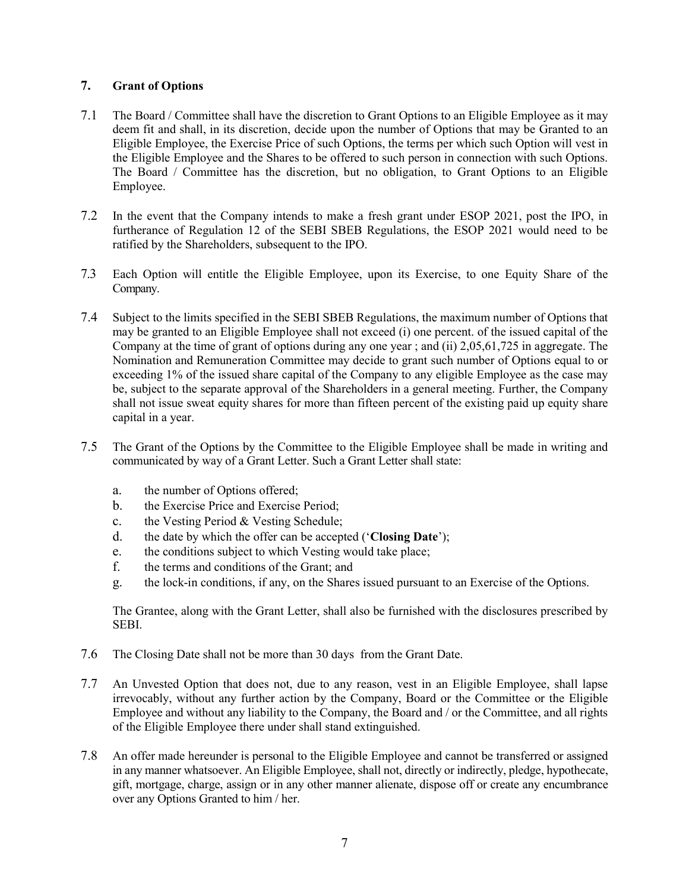## 7. Grant of Options

7.1 The Board / Committee shall have the discretion to Grant Options to an Eligible Employee as it may deem fit and shall, in its discretion, decide upon the number of Options that may be Granted to an Eligible Employee, the Exercise Price of such Options, the terms per which such Option will vest in the Eligible Employee and the Shares to be offered to such person in connection with such Options. The Board / Committee has the discretion, but no obligation, to Grant Options to an Eligible Employee.

7.2 In the event that the Company intends to make a fresh grant under ESOP 2021, post the IPO, in furtherance of Regulation 12 of the SEBI SBEB Regulations, the ESOP 2021 would need to be ratified by the Shareholders, subsequent to the IPO.

7.3 Each Option will entitle the Eligible Employee, upon its Exercise, to one Equity Share of the Company.

7.4 Subject to the limits specified in the SEBI SBEB Regulations, the maximum number of Options that may be granted to an Eligible Employee shall not exceed (i) one percent. of the issued capital of the Company at the time of grant of options during any one year ; and (ii) 2,05,61,725 in aggregate. The Nomination and Remuneration Committee may decide to grant such number of Options equal to or exceeding 1% of the issued share capital of the Company to any eligible Employee as the case may be, subject to the separate approval of the Shareholders in a general meeting. Further, the Company shall not issue sweat equity shares for more than fifteen percent of the existing paid up equity share capital in a year.

7.5 The Grant of the Options by the Committee to the Eligible Employee shall be made in writing and communicated by way of a Grant Letter. Such a Grant Letter shall state:

a. the number of Options offered;
b. the Exercise Price and Exercise Period;
c. the Vesting Period & Vesting Schedule;
d. the date by which the offer can be accepted ('**Closing Date**');
e. the conditions subject to which Vesting would take place;
f. the terms and conditions of the Grant; and
g. the lock-in conditions, if any, on the Shares issued pursuant to an Exercise of the Options.

The Grantee, along with the Grant Letter, shall also be furnished with the disclosures prescribed by SEBI.

7.6 The Closing Date shall not be more than 30 days from the Grant Date.

7.7 An Unvested Option that does not, due to any reason, vest in an Eligible Employee, shall lapse irrevocably, without any further action by the Company, Board or the Committee or the Eligible Employee and without any liability to the Company, the Board and / or the Committee, and all rights of the Eligible Employee there under shall stand extinguished.

7.8 An offer made hereunder is personal to the Eligible Employee and cannot be transferred or assigned in any manner whatsoever. An Eligible Employee, shall not, directly or indirectly, pledge, hypothecate, gift, mortgage, charge, assign or in any other manner alienate, dispose off or create any encumbrance over any Options Granted to him / her.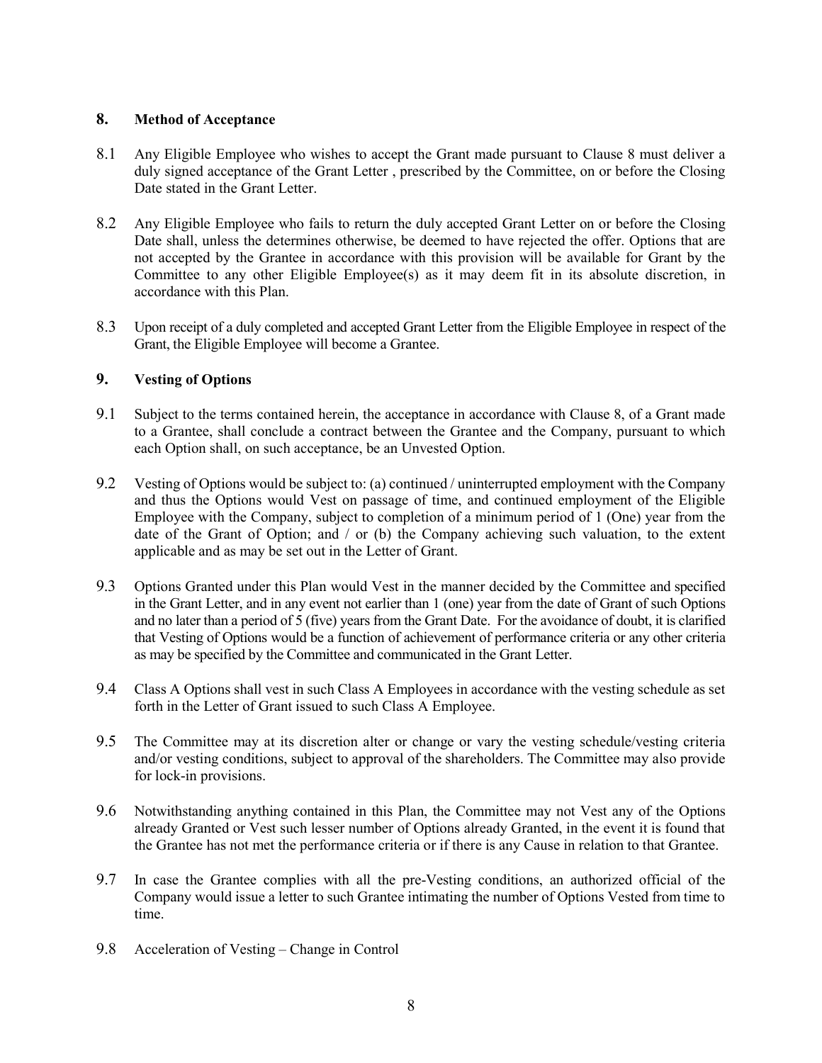## 8. Method of Acceptance

8.1 Any Eligible Employee who wishes to accept the Grant made pursuant to Clause 8 must deliver a duly signed acceptance of the Grant Letter , prescribed by the Committee, on or before the Closing Date stated in the Grant Letter.

8.2 Any Eligible Employee who fails to return the duly accepted Grant Letter on or before the Closing Date shall, unless the determines otherwise, be deemed to have rejected the offer. Options that are not accepted by the Grantee in accordance with this provision will be available for Grant by the Committee to any other Eligible Employee(s) as it may deem fit in its absolute discretion, in accordance with this Plan.

8.3 Upon receipt of a duly completed and accepted Grant Letter from the Eligible Employee in respect of the Grant, the Eligible Employee will become a Grantee.

## 9. Vesting of Options

9.1 Subject to the terms contained herein, the acceptance in accordance with Clause 8, of a Grant made to a Grantee, shall conclude a contract between the Grantee and the Company, pursuant to which each Option shall, on such acceptance, be an Unvested Option.

9.2 Vesting of Options would be subject to: (a) continued / uninterrupted employment with the Company and thus the Options would Vest on passage of time, and continued employment of the Eligible Employee with the Company, subject to completion of a minimum period of 1 (One) year from the date of the Grant of Option; and / or (b) the Company achieving such valuation, to the extent applicable and as may be set out in the Letter of Grant.

9.3 Options Granted under this Plan would Vest in the manner decided by the Committee and specified in the Grant Letter, and in any event not earlier than 1 (one) year from the date of Grant of such Options and no later than a period of 5 (five) years from the Grant Date. For the avoidance of doubt, it is clarified that Vesting of Options would be a function of achievement of performance criteria or any other criteria as may be specified by the Committee and communicated in the Grant Letter.

9.4 Class A Options shall vest in such Class A Employees in accordance with the vesting schedule as set forth in the Letter of Grant issued to such Class A Employee.

9.5 The Committee may at its discretion alter or change or vary the vesting schedule/vesting criteria and/or vesting conditions, subject to approval of the shareholders. The Committee may also provide for lock-in provisions.

9.6 Notwithstanding anything contained in this Plan, the Committee may not Vest any of the Options already Granted or Vest such lesser number of Options already Granted, in the event it is found that the Grantee has not met the performance criteria or if there is any Cause in relation to that Grantee.

9.7 In case the Grantee complies with all the pre-Vesting conditions, an authorized official of the Company would issue a letter to such Grantee intimating the number of Options Vested from time to time.

9.8 Acceleration of Vesting – Change in Control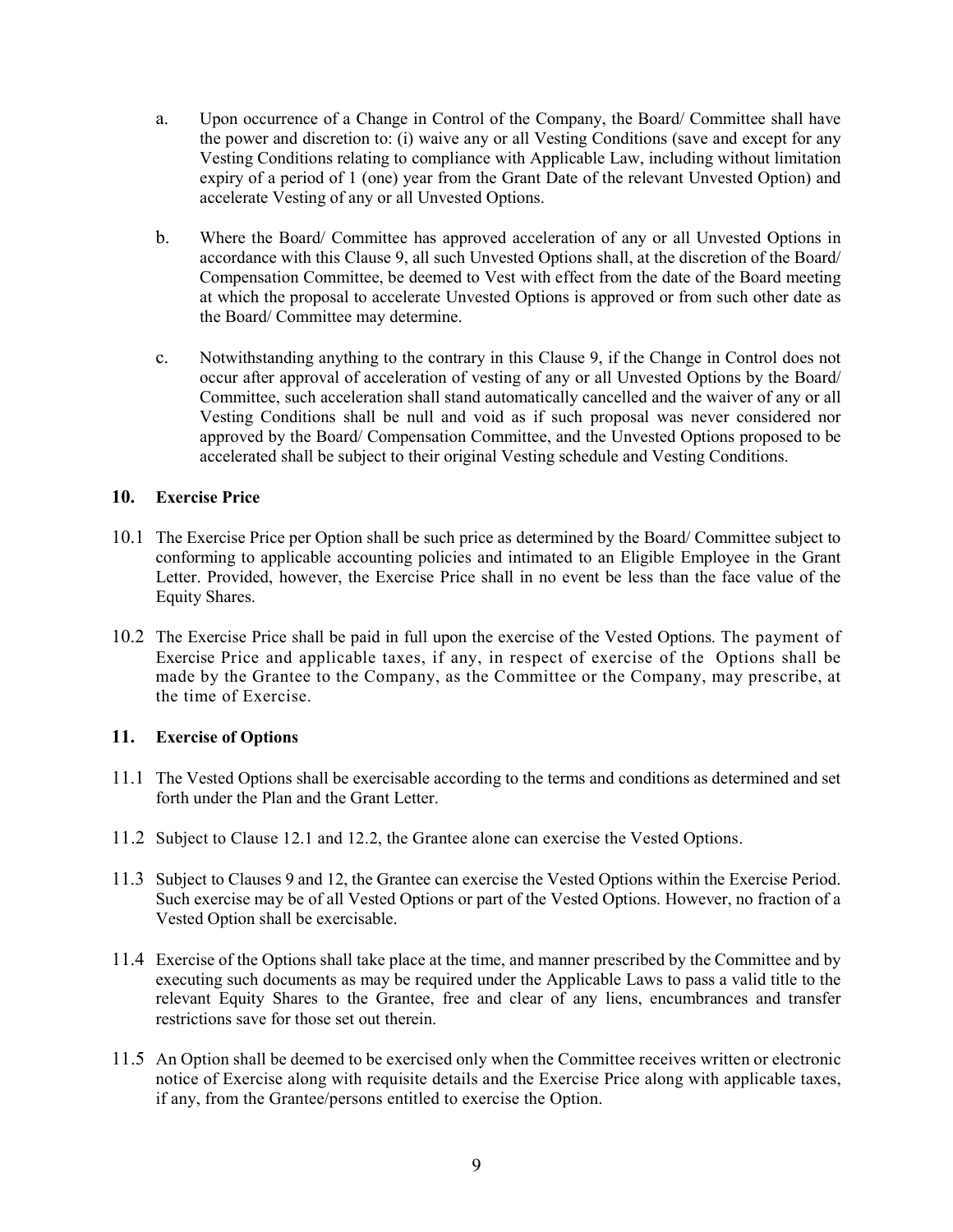a. Upon occurrence of a Change in Control of the Company, the Board/ Committee shall have the power and discretion to: (i) waive any or all Vesting Conditions (save and except for any Vesting Conditions relating to compliance with Applicable Law, including without limitation expiry of a period of 1 (one) year from the Grant Date of the relevant Unvested Option) and accelerate Vesting of any or all Unvested Options.

b. Where the Board/ Committee has approved acceleration of any or all Unvested Options in accordance with this Clause 9, all such Unvested Options shall, at the discretion of the Board/ Compensation Committee, be deemed to Vest with effect from the date of the Board meeting at which the proposal to accelerate Unvested Options is approved or from such other date as the Board/ Committee may determine.

c. Notwithstanding anything to the contrary in this Clause 9, if the Change in Control does not occur after approval of acceleration of vesting of any or all Unvested Options by the Board/ Committee, such acceleration shall stand automatically cancelled and the waiver of any or all Vesting Conditions shall be null and void as if such proposal was never considered nor approved by the Board/ Compensation Committee, and the Unvested Options proposed to be accelerated shall be subject to their original Vesting schedule and Vesting Conditions.

## 10. Exercise Price

10.1 The Exercise Price per Option shall be such price as determined by the Board/ Committee subject to conforming to applicable accounting policies and intimated to an Eligible Employee in the Grant Letter. Provided, however, the Exercise Price shall in no event be less than the face value of the Equity Shares.

10.2 The Exercise Price shall be paid in full upon the exercise of the Vested Options. The payment of Exercise Price and applicable taxes, if any, in respect of exercise of the Options shall be made by the Grantee to the Company, as the Committee or the Company, may prescribe, at the time of Exercise.

## 11. Exercise of Options

11.1 The Vested Options shall be exercisable according to the terms and conditions as determined and set forth under the Plan and the Grant Letter.

11.2 Subject to Clause 12.1 and 12.2, the Grantee alone can exercise the Vested Options.

11.3 Subject to Clauses 9 and 12, the Grantee can exercise the Vested Options within the Exercise Period. Such exercise may be of all Vested Options or part of the Vested Options. However, no fraction of a Vested Option shall be exercisable.

11.4 Exercise of the Options shall take place at the time, and manner prescribed by the Committee and by executing such documents as may be required under the Applicable Laws to pass a valid title to the relevant Equity Shares to the Grantee, free and clear of any liens, encumbrances and transfer restrictions save for those set out therein.

11.5 An Option shall be deemed to be exercised only when the Committee receives written or electronic notice of Exercise along with requisite details and the Exercise Price along with applicable taxes, if any, from the Grantee/persons entitled to exercise the Option.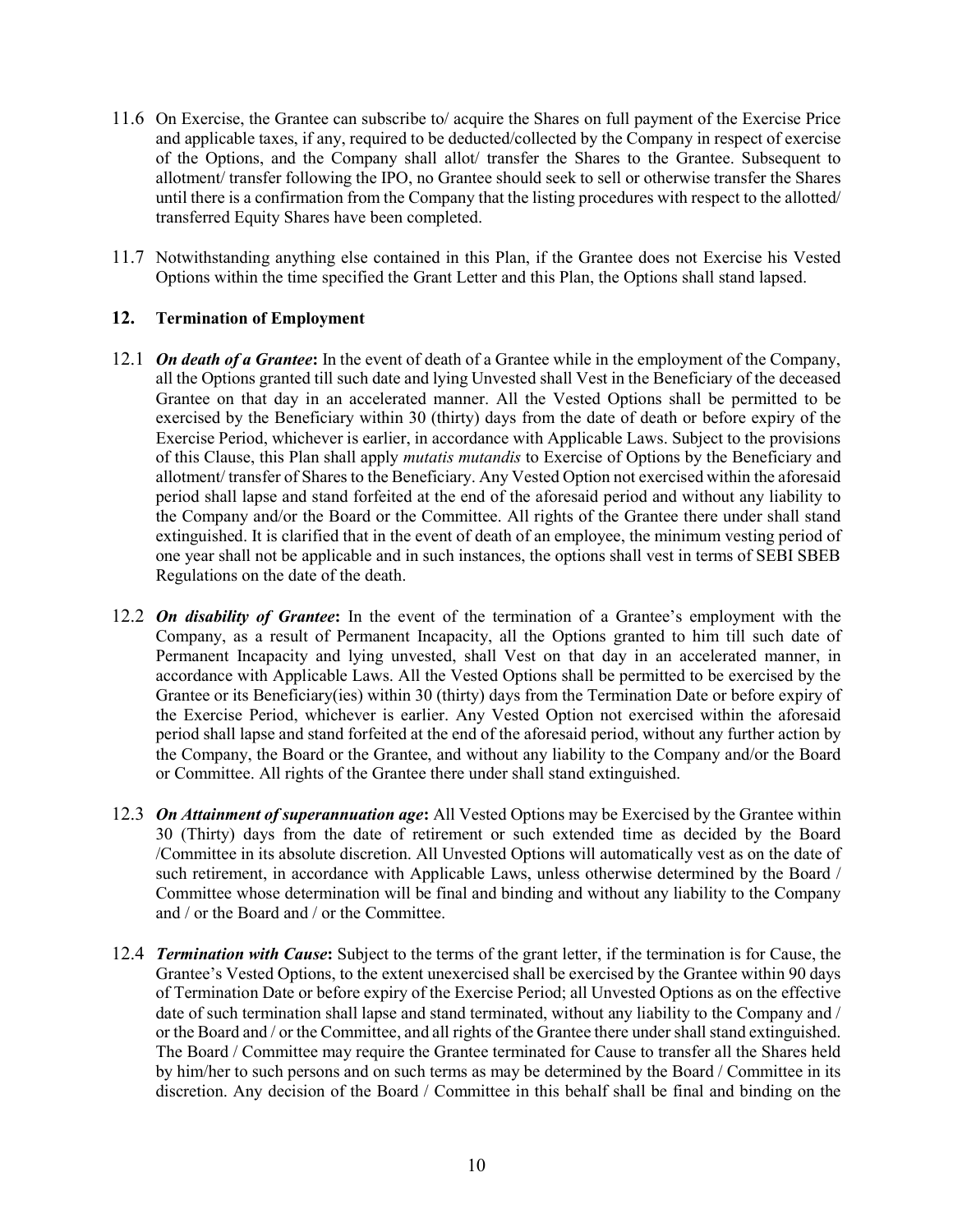11.6 On Exercise, the Grantee can subscribe to/ acquire the Shares on full payment of the Exercise Price and applicable taxes, if any, required to be deducted/collected by the Company in respect of exercise of the Options, and the Company shall allot/ transfer the Shares to the Grantee. Subsequent to allotment/ transfer following the IPO, no Grantee should seek to sell or otherwise transfer the Shares until there is a confirmation from the Company that the listing procedures with respect to the allotted/ transferred Equity Shares have been completed.

11.7 Notwithstanding anything else contained in this Plan, if the Grantee does not Exercise his Vested Options within the time specified the Grant Letter and this Plan, the Options shall stand lapsed.

## 12. Termination of Employment

12.1 ***On death of a Grantee*****:** In the event of death of a Grantee while in the employment of the Company, all the Options granted till such date and lying Unvested shall Vest in the Beneficiary of the deceased Grantee on that day in an accelerated manner. All the Vested Options shall be permitted to be exercised by the Beneficiary within 30 (thirty) days from the date of death or before expiry of the Exercise Period, whichever is earlier, in accordance with Applicable Laws. Subject to the provisions of this Clause, this Plan shall apply *mutatis mutandis* to Exercise of Options by the Beneficiary and allotment/ transfer of Shares to the Beneficiary. Any Vested Option not exercised within the aforesaid period shall lapse and stand forfeited at the end of the aforesaid period and without any liability to the Company and/or the Board or the Committee. All rights of the Grantee there under shall stand extinguished. It is clarified that in the event of death of an employee, the minimum vesting period of one year shall not be applicable and in such instances, the options shall vest in terms of SEBI SBEB Regulations on the date of the death.

12.2 ***On disability of Grantee*****:** In the event of the termination of a Grantee's employment with the Company, as a result of Permanent Incapacity, all the Options granted to him till such date of Permanent Incapacity and lying unvested, shall Vest on that day in an accelerated manner, in accordance with Applicable Laws. All the Vested Options shall be permitted to be exercised by the Grantee or its Beneficiary(ies) within 30 (thirty) days from the Termination Date or before expiry of the Exercise Period, whichever is earlier. Any Vested Option not exercised within the aforesaid period shall lapse and stand forfeited at the end of the aforesaid period, without any further action by the Company, the Board or the Grantee, and without any liability to the Company and/or the Board or Committee. All rights of the Grantee there under shall stand extinguished.

12.3 ***On Attainment of superannuation age*****:** All Vested Options may be Exercised by the Grantee within 30 (Thirty) days from the date of retirement or such extended time as decided by the Board /Committee in its absolute discretion. All Unvested Options will automatically vest as on the date of such retirement, in accordance with Applicable Laws, unless otherwise determined by the Board / Committee whose determination will be final and binding and without any liability to the Company and / or the Board and / or the Committee.

12.4 ***Termination with Cause*****:** Subject to the terms of the grant letter, if the termination is for Cause, the Grantee's Vested Options, to the extent unexercised shall be exercised by the Grantee within 90 days of Termination Date or before expiry of the Exercise Period; all Unvested Options as on the effective date of such termination shall lapse and stand terminated, without any liability to the Company and / or the Board and / or the Committee, and all rights of the Grantee there under shall stand extinguished. The Board / Committee may require the Grantee terminated for Cause to transfer all the Shares held by him/her to such persons and on such terms as may be determined by the Board / Committee in its discretion. Any decision of the Board / Committee in this behalf shall be final and binding on the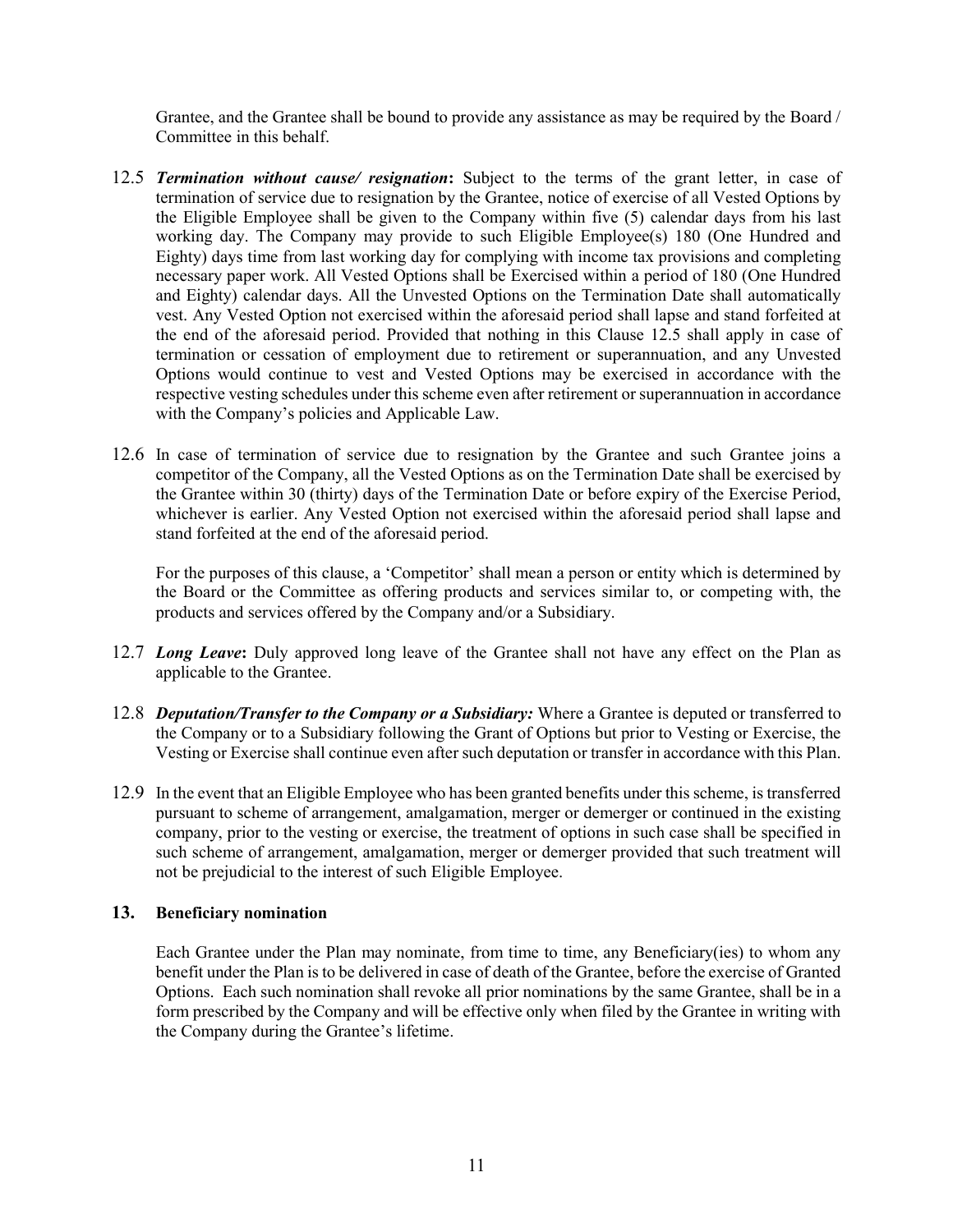Grantee, and the Grantee shall be bound to provide any assistance as may be required by the Board / Committee in this behalf.

12.5 ***Termination without cause/ resignation*:** Subject to the terms of the grant letter, in case of termination of service due to resignation by the Grantee, notice of exercise of all Vested Options by the Eligible Employee shall be given to the Company within five (5) calendar days from his last working day. The Company may provide to such Eligible Employee(s) 180 (One Hundred and Eighty) days time from last working day for complying with income tax provisions and completing necessary paper work. All Vested Options shall be Exercised within a period of 180 (One Hundred and Eighty) calendar days. All the Unvested Options on the Termination Date shall automatically vest. Any Vested Option not exercised within the aforesaid period shall lapse and stand forfeited at the end of the aforesaid period. Provided that nothing in this Clause 12.5 shall apply in case of termination or cessation of employment due to retirement or superannuation, and any Unvested Options would continue to vest and Vested Options may be exercised in accordance with the respective vesting schedules under this scheme even after retirement or superannuation in accordance with the Company's policies and Applicable Law.

12.6 In case of termination of service due to resignation by the Grantee and such Grantee joins a competitor of the Company, all the Vested Options as on the Termination Date shall be exercised by the Grantee within 30 (thirty) days of the Termination Date or before expiry of the Exercise Period, whichever is earlier. Any Vested Option not exercised within the aforesaid period shall lapse and stand forfeited at the end of the aforesaid period.

For the purposes of this clause, a 'Competitor' shall mean a person or entity which is determined by the Board or the Committee as offering products and services similar to, or competing with, the products and services offered by the Company and/or a Subsidiary.

12.7 ***Long Leave*:** Duly approved long leave of the Grantee shall not have any effect on the Plan as applicable to the Grantee.

12.8 ***Deputation/Transfer to the Company or a Subsidiary:*** Where a Grantee is deputed or transferred to the Company or to a Subsidiary following the Grant of Options but prior to Vesting or Exercise, the Vesting or Exercise shall continue even after such deputation or transfer in accordance with this Plan.

12.9 In the event that an Eligible Employee who has been granted benefits under this scheme, is transferred pursuant to scheme of arrangement, amalgamation, merger or demerger or continued in the existing company, prior to the vesting or exercise, the treatment of options in such case shall be specified in such scheme of arrangement, amalgamation, merger or demerger provided that such treatment will not be prejudicial to the interest of such Eligible Employee.

## 13. Beneficiary nomination

Each Grantee under the Plan may nominate, from time to time, any Beneficiary(ies) to whom any benefit under the Plan is to be delivered in case of death of the Grantee, before the exercise of Granted Options. Each such nomination shall revoke all prior nominations by the same Grantee, shall be in a form prescribed by the Company and will be effective only when filed by the Grantee in writing with the Company during the Grantee's lifetime.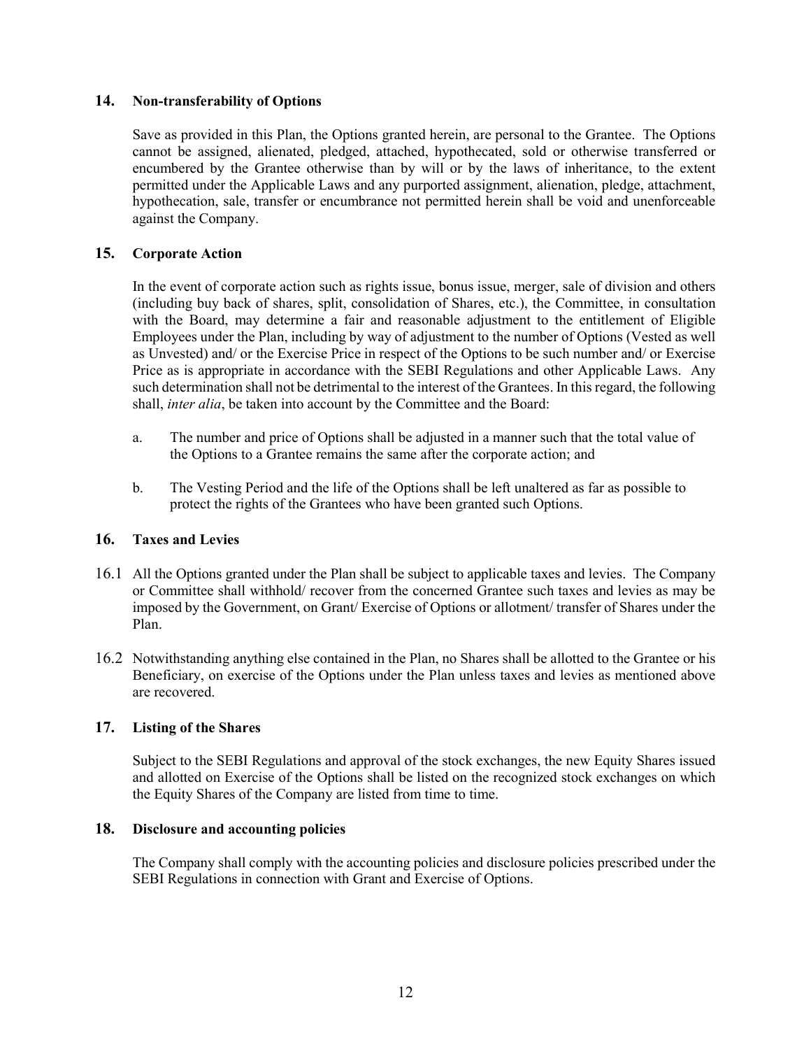## 14. Non-transferability of Options

Save as provided in this Plan, the Options granted herein, are personal to the Grantee. The Options cannot be assigned, alienated, pledged, attached, hypothecated, sold or otherwise transferred or encumbered by the Grantee otherwise than by will or by the laws of inheritance, to the extent permitted under the Applicable Laws and any purported assignment, alienation, pledge, attachment, hypothecation, sale, transfer or encumbrance not permitted herein shall be void and unenforceable against the Company.

## 15. Corporate Action

In the event of corporate action such as rights issue, bonus issue, merger, sale of division and others (including buy back of shares, split, consolidation of Shares, etc.), the Committee, in consultation with the Board, may determine a fair and reasonable adjustment to the entitlement of Eligible Employees under the Plan, including by way of adjustment to the number of Options (Vested as well as Unvested) and/ or the Exercise Price in respect of the Options to be such number and/ or Exercise Price as is appropriate in accordance with the SEBI Regulations and other Applicable Laws. Any such determination shall not be detrimental to the interest of the Grantees. In this regard, the following shall, *inter alia*, be taken into account by the Committee and the Board:

a. The number and price of Options shall be adjusted in a manner such that the total value of the Options to a Grantee remains the same after the corporate action; and

b. The Vesting Period and the life of the Options shall be left unaltered as far as possible to protect the rights of the Grantees who have been granted such Options.

## 16. Taxes and Levies

16.1 All the Options granted under the Plan shall be subject to applicable taxes and levies. The Company or Committee shall withhold/ recover from the concerned Grantee such taxes and levies as may be imposed by the Government, on Grant/ Exercise of Options or allotment/ transfer of Shares under the Plan.

16.2 Notwithstanding anything else contained in the Plan, no Shares shall be allotted to the Grantee or his Beneficiary, on exercise of the Options under the Plan unless taxes and levies as mentioned above are recovered.

## 17. Listing of the Shares

Subject to the SEBI Regulations and approval of the stock exchanges, the new Equity Shares issued and allotted on Exercise of the Options shall be listed on the recognized stock exchanges on which the Equity Shares of the Company are listed from time to time.

## 18. Disclosure and accounting policies

The Company shall comply with the accounting policies and disclosure policies prescribed under the SEBI Regulations in connection with Grant and Exercise of Options.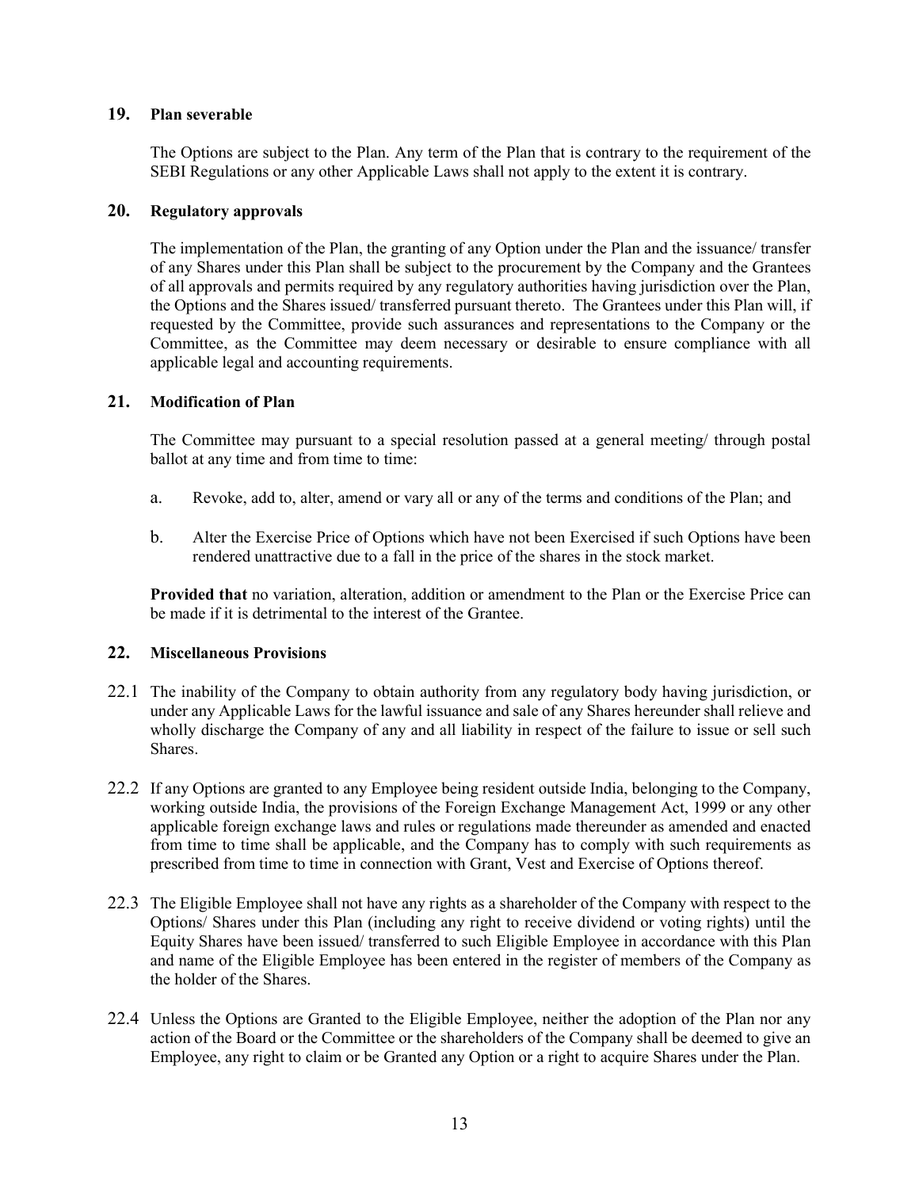## 19. Plan severable

The Options are subject to the Plan. Any term of the Plan that is contrary to the requirement of the SEBI Regulations or any other Applicable Laws shall not apply to the extent it is contrary.

## 20. Regulatory approvals

The implementation of the Plan, the granting of any Option under the Plan and the issuance/ transfer of any Shares under this Plan shall be subject to the procurement by the Company and the Grantees of all approvals and permits required by any regulatory authorities having jurisdiction over the Plan, the Options and the Shares issued/ transferred pursuant thereto. The Grantees under this Plan will, if requested by the Committee, provide such assurances and representations to the Company or the Committee, as the Committee may deem necessary or desirable to ensure compliance with all applicable legal and accounting requirements.

## 21. Modification of Plan

The Committee may pursuant to a special resolution passed at a general meeting/ through postal ballot at any time and from time to time:

a. Revoke, add to, alter, amend or vary all or any of the terms and conditions of the Plan; and

b. Alter the Exercise Price of Options which have not been Exercised if such Options have been rendered unattractive due to a fall in the price of the shares in the stock market.

**Provided that** no variation, alteration, addition or amendment to the Plan or the Exercise Price can be made if it is detrimental to the interest of the Grantee.

## 22. Miscellaneous Provisions

22.1 The inability of the Company to obtain authority from any regulatory body having jurisdiction, or under any Applicable Laws for the lawful issuance and sale of any Shares hereunder shall relieve and wholly discharge the Company of any and all liability in respect of the failure to issue or sell such Shares.

22.2 If any Options are granted to any Employee being resident outside India, belonging to the Company, working outside India, the provisions of the Foreign Exchange Management Act, 1999 or any other applicable foreign exchange laws and rules or regulations made thereunder as amended and enacted from time to time shall be applicable, and the Company has to comply with such requirements as prescribed from time to time in connection with Grant, Vest and Exercise of Options thereof.

22.3 The Eligible Employee shall not have any rights as a shareholder of the Company with respect to the Options/ Shares under this Plan (including any right to receive dividend or voting rights) until the Equity Shares have been issued/ transferred to such Eligible Employee in accordance with this Plan and name of the Eligible Employee has been entered in the register of members of the Company as the holder of the Shares.

22.4 Unless the Options are Granted to the Eligible Employee, neither the adoption of the Plan nor any action of the Board or the Committee or the shareholders of the Company shall be deemed to give an Employee, any right to claim or be Granted any Option or a right to acquire Shares under the Plan.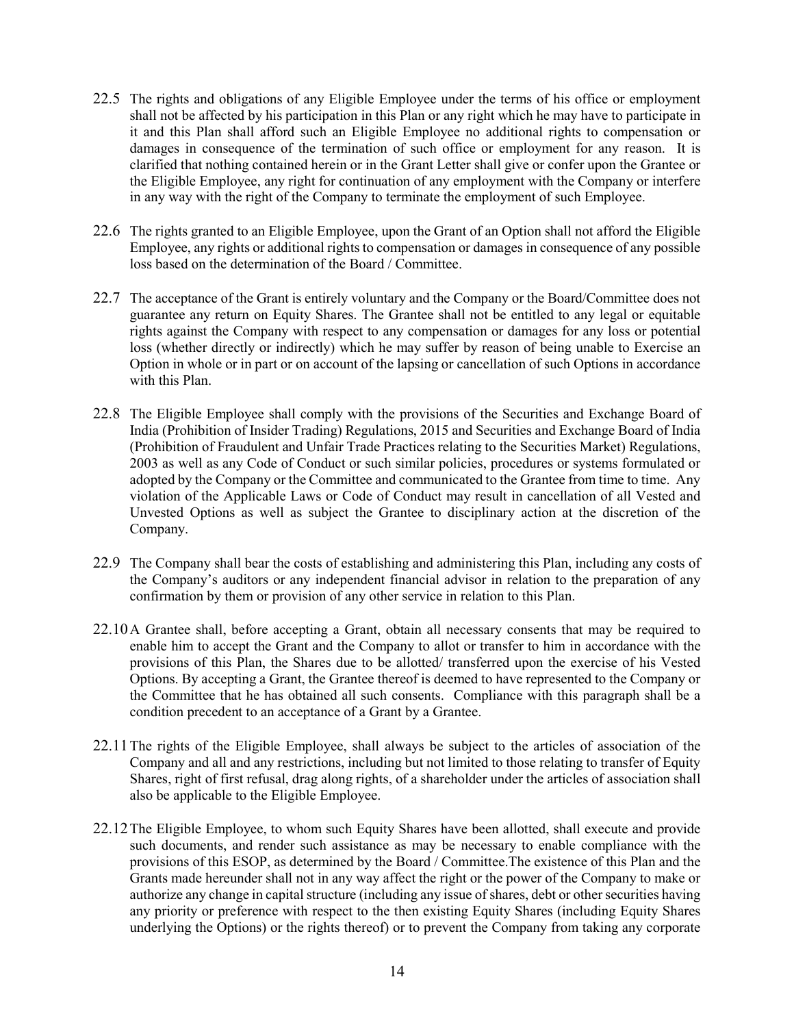22.5 The rights and obligations of any Eligible Employee under the terms of his office or employment shall not be affected by his participation in this Plan or any right which he may have to participate in it and this Plan shall afford such an Eligible Employee no additional rights to compensation or damages in consequence of the termination of such office or employment for any reason. It is clarified that nothing contained herein or in the Grant Letter shall give or confer upon the Grantee or the Eligible Employee, any right for continuation of any employment with the Company or interfere in any way with the right of the Company to terminate the employment of such Employee.

22.6 The rights granted to an Eligible Employee, upon the Grant of an Option shall not afford the Eligible Employee, any rights or additional rights to compensation or damages in consequence of any possible loss based on the determination of the Board / Committee.

22.7 The acceptance of the Grant is entirely voluntary and the Company or the Board/Committee does not guarantee any return on Equity Shares. The Grantee shall not be entitled to any legal or equitable rights against the Company with respect to any compensation or damages for any loss or potential loss (whether directly or indirectly) which he may suffer by reason of being unable to Exercise an Option in whole or in part or on account of the lapsing or cancellation of such Options in accordance with this Plan.

22.8 The Eligible Employee shall comply with the provisions of the Securities and Exchange Board of India (Prohibition of Insider Trading) Regulations, 2015 and Securities and Exchange Board of India (Prohibition of Fraudulent and Unfair Trade Practices relating to the Securities Market) Regulations, 2003 as well as any Code of Conduct or such similar policies, procedures or systems formulated or adopted by the Company or the Committee and communicated to the Grantee from time to time. Any violation of the Applicable Laws or Code of Conduct may result in cancellation of all Vested and Unvested Options as well as subject the Grantee to disciplinary action at the discretion of the Company.

22.9 The Company shall bear the costs of establishing and administering this Plan, including any costs of the Company's auditors or any independent financial advisor in relation to the preparation of any confirmation by them or provision of any other service in relation to this Plan.

22.10 A Grantee shall, before accepting a Grant, obtain all necessary consents that may be required to enable him to accept the Grant and the Company to allot or transfer to him in accordance with the provisions of this Plan, the Shares due to be allotted/ transferred upon the exercise of his Vested Options. By accepting a Grant, the Grantee thereof is deemed to have represented to the Company or the Committee that he has obtained all such consents. Compliance with this paragraph shall be a condition precedent to an acceptance of a Grant by a Grantee.

22.11 The rights of the Eligible Employee, shall always be subject to the articles of association of the Company and all and any restrictions, including but not limited to those relating to transfer of Equity Shares, right of first refusal, drag along rights, of a shareholder under the articles of association shall also be applicable to the Eligible Employee.

22.12 The Eligible Employee, to whom such Equity Shares have been allotted, shall execute and provide such documents, and render such assistance as may be necessary to enable compliance with the provisions of this ESOP, as determined by the Board / Committee.The existence of this Plan and the Grants made hereunder shall not in any way affect the right or the power of the Company to make or authorize any change in capital structure (including any issue of shares, debt or other securities having any priority or preference with respect to the then existing Equity Shares (including Equity Shares underlying the Options) or the rights thereof) or to prevent the Company from taking any corporate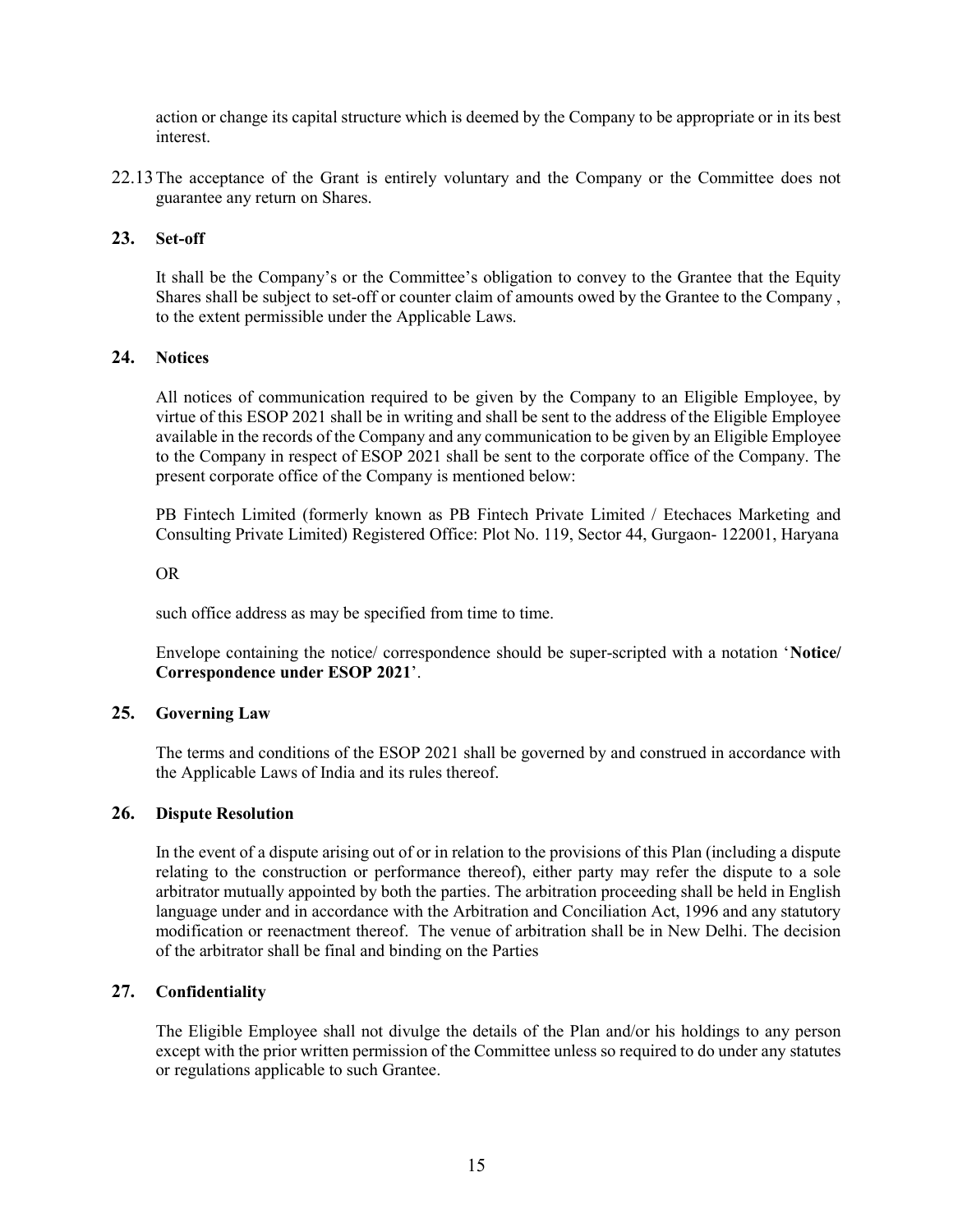action or change its capital structure which is deemed by the Company to be appropriate or in its best interest.

22.13 The acceptance of the Grant is entirely voluntary and the Company or the Committee does not guarantee any return on Shares.

## 23. Set-off

It shall be the Company's or the Committee's obligation to convey to the Grantee that the Equity Shares shall be subject to set-off or counter claim of amounts owed by the Grantee to the Company , to the extent permissible under the Applicable Laws.

## 24. Notices

All notices of communication required to be given by the Company to an Eligible Employee, by virtue of this ESOP 2021 shall be in writing and shall be sent to the address of the Eligible Employee available in the records of the Company and any communication to be given by an Eligible Employee to the Company in respect of ESOP 2021 shall be sent to the corporate office of the Company. The present corporate office of the Company is mentioned below:

PB Fintech Limited (formerly known as PB Fintech Private Limited / Etechaces Marketing and Consulting Private Limited) Registered Office: Plot No. 119, Sector 44, Gurgaon- 122001, Haryana

OR

such office address as may be specified from time to time.

Envelope containing the notice/ correspondence should be super-scripted with a notation '**Notice/ Correspondence under ESOP 2021**'.

## 25. Governing Law

The terms and conditions of the ESOP 2021 shall be governed by and construed in accordance with the Applicable Laws of India and its rules thereof.

## 26. Dispute Resolution

In the event of a dispute arising out of or in relation to the provisions of this Plan (including a dispute relating to the construction or performance thereof), either party may refer the dispute to a sole arbitrator mutually appointed by both the parties. The arbitration proceeding shall be held in English language under and in accordance with the Arbitration and Conciliation Act, 1996 and any statutory modification or reenactment thereof. The venue of arbitration shall be in New Delhi. The decision of the arbitrator shall be final and binding on the Parties

## 27. Confidentiality

The Eligible Employee shall not divulge the details of the Plan and/or his holdings to any person except with the prior written permission of the Committee unless so required to do under any statutes or regulations applicable to such Grantee.